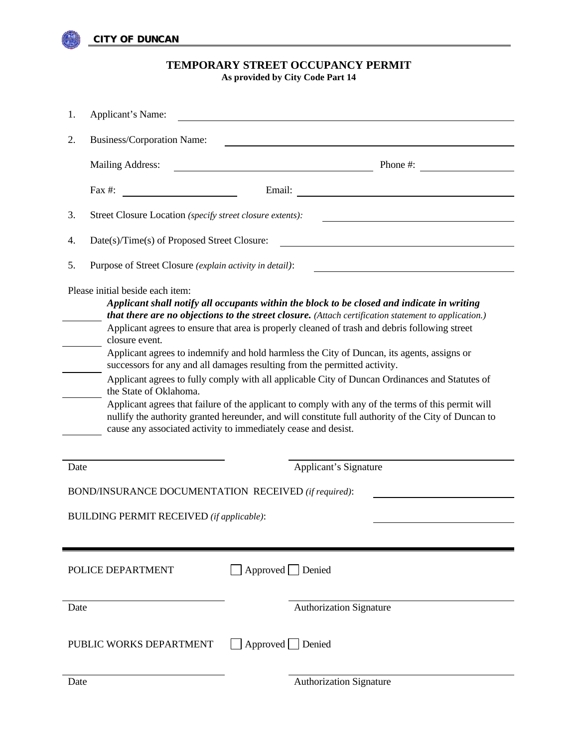**CITY OF DUNCAN**

# TEMPORARY STREET OCCUPANCY PERMIT

**As provided by City Code Part 14**

1. Applicant's Name: ______________________________

2. Business/Corporation Name: ______________________________

   Mailing Address: ______________________________ Phone #: ______________

   Fax #: ______________ Email: ______________________________

3. Street Closure Location *(specify street closure extents)*: ______________________________

4. Date(s)/Time(s) of Proposed Street Closure: ______________________________

5. Purpose of Street Closure *(explain activity in detail)*: ______________________________

Please initial beside each item:

______ ***Applicant shall notify all occupants within the block to be closed and indicate in writing that there are no objections to the street closure.*** *(Attach certification statement to application.)*

______ Applicant agrees to ensure that area is properly cleaned of trash and debris following street closure event.

______ Applicant agrees to indemnify and hold harmless the City of Duncan, its agents, assigns or successors for any and all damages resulting from the permitted activity.

______ Applicant agrees to fully comply with all applicable City of Duncan Ordinances and Statutes of the State of Oklahoma.

______ Applicant agrees that failure of the applicant to comply with any of the terms of this permit will nullify the authority granted hereunder, and will constitute full authority of the City of Duncan to cause any associated activity to immediately cease and desist.

______________________ ______________________________

Date Applicant's Signature

BOND/INSURANCE DOCUMENTATION RECEIVED *(if required)*: ______________

BUILDING PERMIT RECEIVED *(if applicable)*: ______________

---

POLICE DEPARTMENT ☐ Approved ☐ Denied

______________________ ______________________________

Date Authorization Signature

PUBLIC WORKS DEPARTMENT ☐ Approved ☐ Denied

______________________ ______________________________

Date Authorization Signature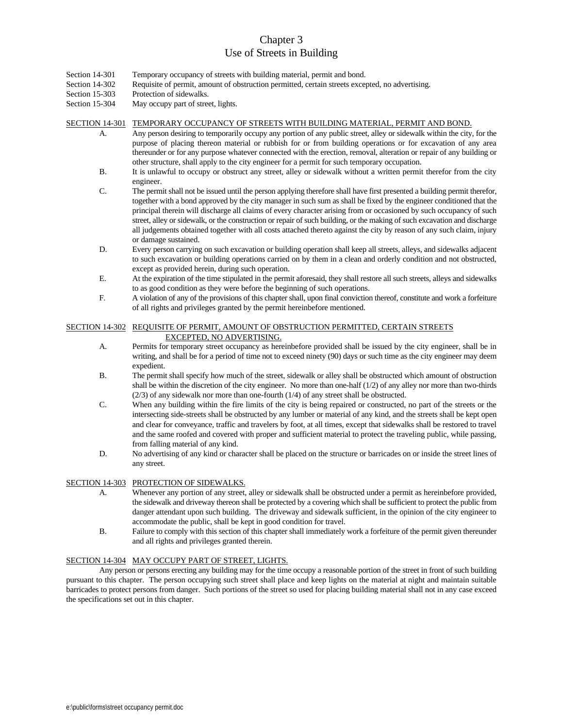# Chapter 3
# Use of Streets in Building

Section 14-301 Temporary occupancy of streets with building material, permit and bond.
Section 14-302 Requisite of permit, amount of obstruction permitted, certain streets excepted, no advertising.
Section 15-303 Protection of sidewalks.
Section 15-304 May occupy part of street, lights.

## SECTION 14-301 TEMPORARY OCCUPANCY OF STREETS WITH BUILDING MATERIAL, PERMIT AND BOND.

A. Any person desiring to temporarily occupy any portion of any public street, alley or sidewalk within the city, for the purpose of placing thereon material or rubbish for or from building operations or for excavation of any area thereunder or for any purpose whatever connected with the erection, removal, alteration or repair of any building or other structure, shall apply to the city engineer for a permit for such temporary occupation.

B. It is unlawful to occupy or obstruct any street, alley or sidewalk without a written permit therefor from the city engineer.

C. The permit shall not be issued until the person applying therefore shall have first presented a building permit therefor, together with a bond approved by the city manager in such sum as shall be fixed by the engineer conditioned that the principal therein will discharge all claims of every character arising from or occasioned by such occupancy of such street, alley or sidewalk, or the construction or repair of such building, or the making of such excavation and discharge all judgements obtained together with all costs attached thereto against the city by reason of any such claim, injury or damage sustained.

D. Every person carrying on such excavation or building operation shall keep all streets, alleys, and sidewalks adjacent to such excavation or building operations carried on by them in a clean and orderly condition and not obstructed, except as provided herein, during such operation.

E. At the expiration of the time stipulated in the permit aforesaid, they shall restore all such streets, alleys and sidewalks to as good condition as they were before the beginning of such operations.

F. A violation of any of the provisions of this chapter shall, upon final conviction thereof, constitute and work a forfeiture of all rights and privileges granted by the permit hereinbefore mentioned.

## SECTION 14-302 REQUISITE OF PERMIT, AMOUNT OF OBSTRUCTION PERMITTED, CERTAIN STREETS EXCEPTED, NO ADVERTISING.

A. Permits for temporary street occupancy as hereinbefore provided shall be issued by the city engineer, shall be in writing, and shall be for a period of time not to exceed ninety (90) days or such time as the city engineer may deem expedient.

B. The permit shall specify how much of the street, sidewalk or alley shall be obstructed which amount of obstruction shall be within the discretion of the city engineer. No more than one-half (1/2) of any alley nor more than two-thirds (2/3) of any sidewalk nor more than one-fourth (1/4) of any street shall be obstructed.

C. When any building within the fire limits of the city is being repaired or constructed, no part of the streets or the intersecting side-streets shall be obstructed by any lumber or material of any kind, and the streets shall be kept open and clear for conveyance, traffic and travelers by foot, at all times, except that sidewalks shall be restored to travel and the same roofed and covered with proper and sufficient material to protect the traveling public, while passing, from falling material of any kind.

D. No advertising of any kind or character shall be placed on the structure or barricades on or inside the street lines of any street.

## SECTION 14-303 PROTECTION OF SIDEWALKS.

A. Whenever any portion of any street, alley or sidewalk shall be obstructed under a permit as hereinbefore provided, the sidewalk and driveway thereon shall be protected by a covering which shall be sufficient to protect the public from danger attendant upon such building. The driveway and sidewalk sufficient, in the opinion of the city engineer to accommodate the public, shall be kept in good condition for travel.

B. Failure to comply with this section of this chapter shall immediately work a forfeiture of the permit given thereunder and all rights and privileges granted therein.

## SECTION 14-304 MAY OCCUPY PART OF STREET, LIGHTS.

Any person or persons erecting any building may for the time occupy a reasonable portion of the street in front of such building pursuant to this chapter. The person occupying such street shall place and keep lights on the material at night and maintain suitable barricades to protect persons from danger. Such portions of the street so used for placing building material shall not in any case exceed the specifications set out in this chapter.